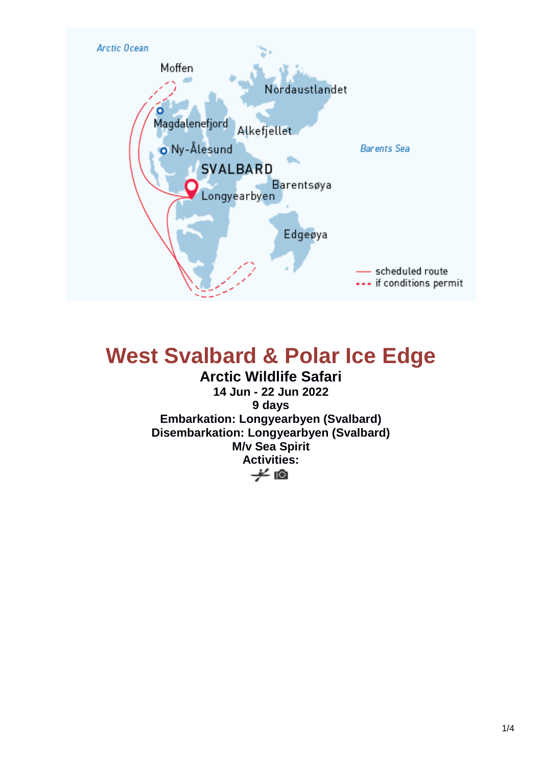# West Svalbard & Polar Ice Edge

**Arctic Wildlife Safari**

**14 Jun - 22 Jun 2022**

**9 days**

**Embarkation: Longyearbyen (Svalbard)**

**Disembarkation: Longyearbyen (Svalbard)**

**M/v Sea Spirit**

**Activities:**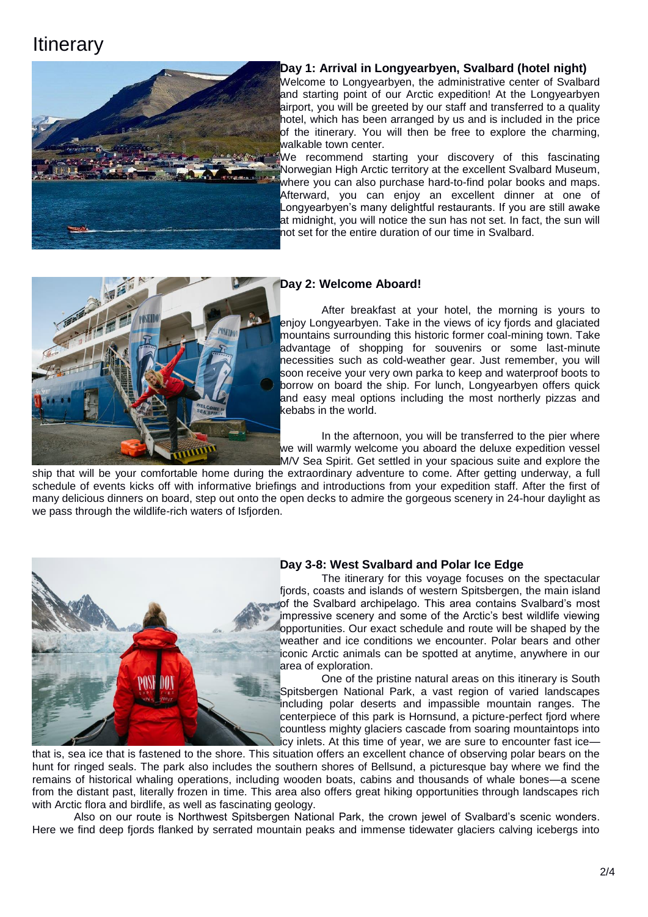# Itinerary

### Day 1: Arrival in Longyearbyen, Svalbard (hotel night)

Welcome to Longyearbyen, the administrative center of Svalbard and starting point of our Arctic expedition! At the Longyearbyen airport, you will be greeted by our staff and transferred to a quality hotel, which has been arranged by us and is included in the price of the itinerary. You will then be free to explore the charming, walkable town center.

We recommend starting your discovery of this fascinating Norwegian High Arctic territory at the excellent Svalbard Museum, where you can also purchase hard-to-find polar books and maps. Afterward, you can enjoy an excellent dinner at one of Longyearbyen's many delightful restaurants. If you are still awake at midnight, you will notice the sun has not set. In fact, the sun will not set for the entire duration of our time in Svalbard.

### Day 2: Welcome Aboard!

After breakfast at your hotel, the morning is yours to enjoy Longyearbyen. Take in the views of icy fjords and glaciated mountains surrounding this historic former coal-mining town. Take advantage of shopping for souvenirs or some last-minute necessities such as cold-weather gear. Just remember, you will soon receive your very own parka to keep and waterproof boots to borrow on board the ship. For lunch, Longyearbyen offers quick and easy meal options including the most northerly pizzas and kebabs in the world.

In the afternoon, you will be transferred to the pier where we will warmly welcome you aboard the deluxe expedition vessel M/V Sea Spirit. Get settled in your spacious suite and explore the ship that will be your comfortable home during the extraordinary adventure to come. After getting underway, a full schedule of events kicks off with informative briefings and introductions from your expedition staff. After the first of many delicious dinners on board, step out onto the open decks to admire the gorgeous scenery in 24-hour daylight as we pass through the wildlife-rich waters of Isfjorden.

### Day 3-8: West Svalbard and Polar Ice Edge

The itinerary for this voyage focuses on the spectacular fjords, coasts and islands of western Spitsbergen, the main island of the Svalbard archipelago. This area contains Svalbard's most impressive scenery and some of the Arctic's best wildlife viewing opportunities. Our exact schedule and route will be shaped by the weather and ice conditions we encounter. Polar bears and other iconic Arctic animals can be spotted at anytime, anywhere in our area of exploration.

One of the pristine natural areas on this itinerary is South Spitsbergen National Park, a vast region of varied landscapes including polar deserts and impassible mountain ranges. The centerpiece of this park is Hornsund, a picture-perfect fjord where countless mighty glaciers cascade from soaring mountaintops into icy inlets. At this time of year, we are sure to encounter fast ice—that is, sea ice that is fastened to the shore. This situation offers an excellent chance of observing polar bears on the hunt for ringed seals. The park also includes the southern shores of Bellsund, a picturesque bay where we find the remains of historical whaling operations, including wooden boats, cabins and thousands of whale bones—a scene from the distant past, literally frozen in time. This area also offers great hiking opportunities through landscapes rich with Arctic flora and birdlife, as well as fascinating geology.

Also on our route is Northwest Spitsbergen National Park, the crown jewel of Svalbard's scenic wonders. Here we find deep fjords flanked by serrated mountain peaks and immense tidewater glaciers calving icebergs into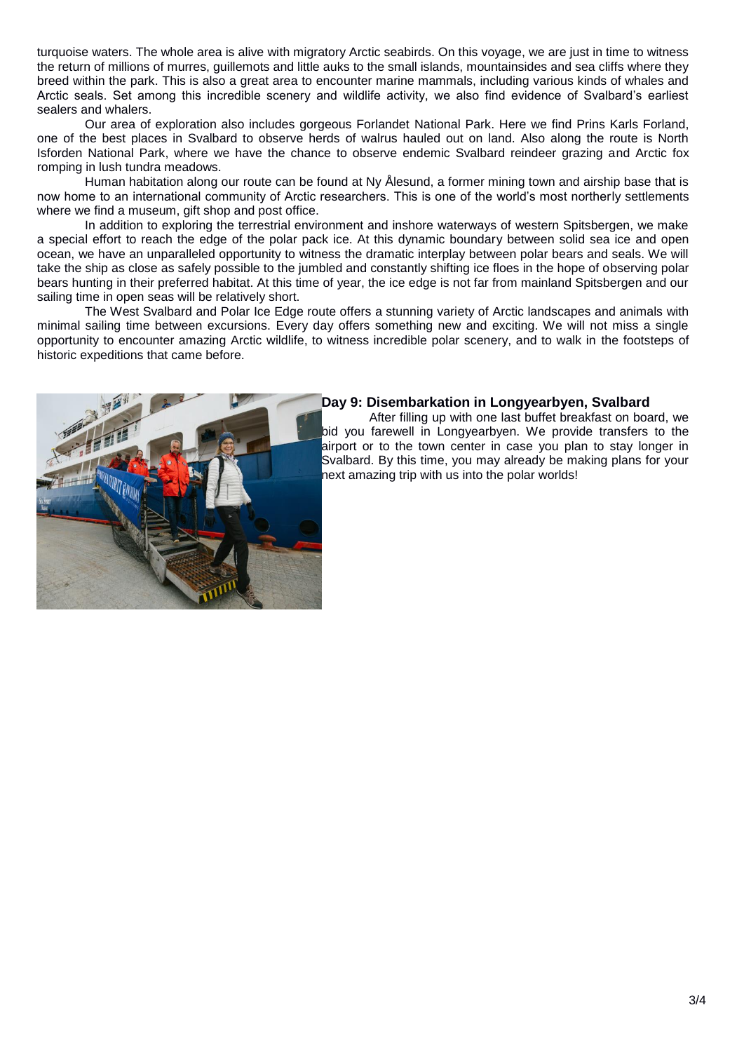turquoise waters. The whole area is alive with migratory Arctic seabirds. On this voyage, we are just in time to witness the return of millions of murres, guillemots and little auks to the small islands, mountainsides and sea cliffs where they breed within the park. This is also a great area to encounter marine mammals, including various kinds of whales and Arctic seals. Set among this incredible scenery and wildlife activity, we also find evidence of Svalbard's earliest sealers and whalers.

Our area of exploration also includes gorgeous Forlandet National Park. Here we find Prins Karls Forland, one of the best places in Svalbard to observe herds of walrus hauled out on land. Also along the route is North Isforden National Park, where we have the chance to observe endemic Svalbard reindeer grazing and Arctic fox romping in lush tundra meadows.

Human habitation along our route can be found at Ny Ålesund, a former mining town and airship base that is now home to an international community of Arctic researchers. This is one of the world's most northerly settlements where we find a museum, gift shop and post office.

In addition to exploring the terrestrial environment and inshore waterways of western Spitsbergen, we make a special effort to reach the edge of the polar pack ice. At this dynamic boundary between solid sea ice and open ocean, we have an unparalleled opportunity to witness the dramatic interplay between polar bears and seals. We will take the ship as close as safely possible to the jumbled and constantly shifting ice floes in the hope of observing polar bears hunting in their preferred habitat. At this time of year, the ice edge is not far from mainland Spitsbergen and our sailing time in open seas will be relatively short.

The West Svalbard and Polar Ice Edge route offers a stunning variety of Arctic landscapes and animals with minimal sailing time between excursions. Every day offers something new and exciting. We will not miss a single opportunity to encounter amazing Arctic wildlife, to witness incredible polar scenery, and to walk in the footsteps of historic expeditions that came before.

## Day 9: Disembarkation in Longyearbyen, Svalbard

After filling up with one last buffet breakfast on board, we bid you farewell in Longyearbyen. We provide transfers to the airport or to the town center in case you plan to stay longer in Svalbard. By this time, you may already be making plans for your next amazing trip with us into the polar worlds!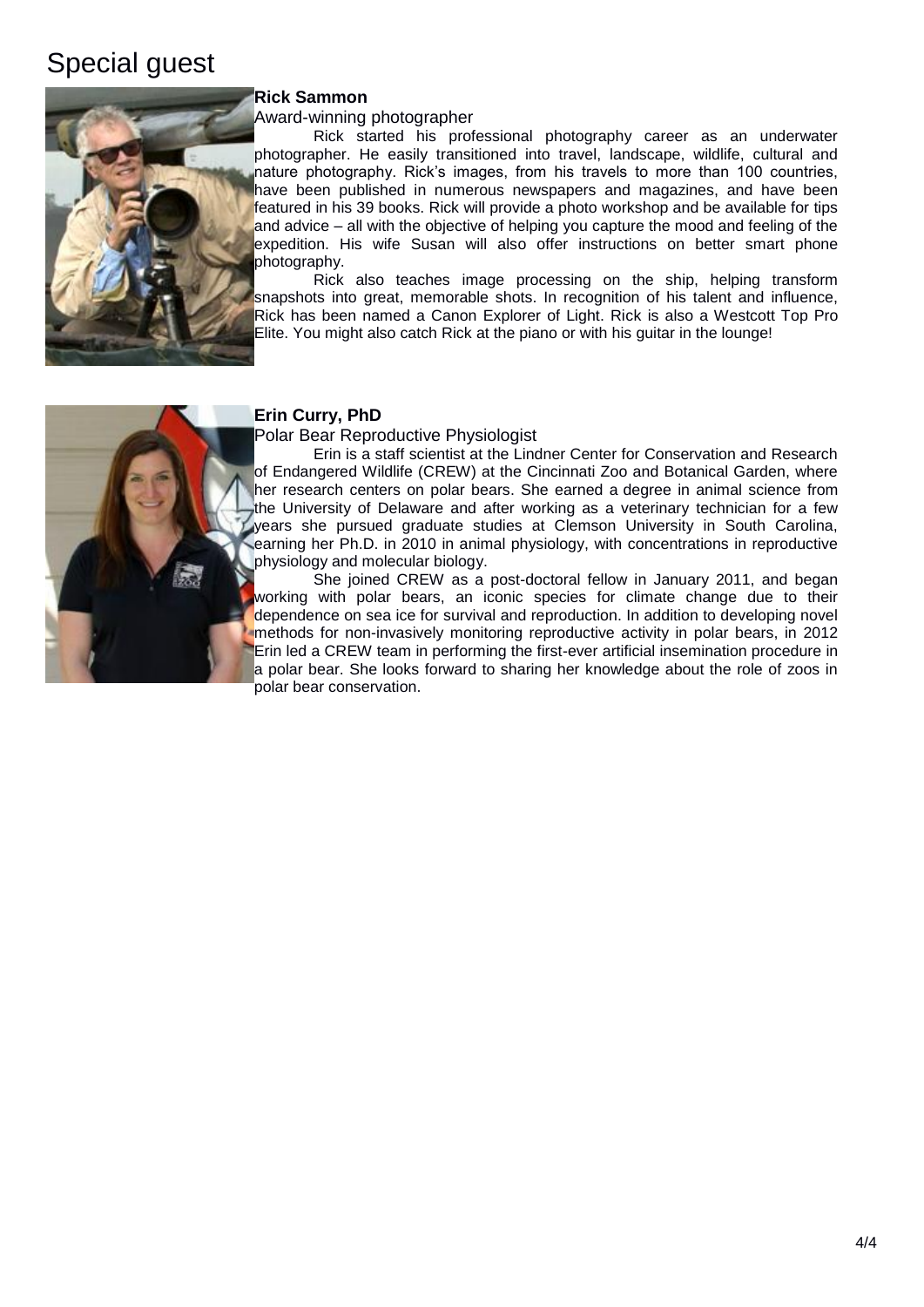# Special guest

**Rick Sammon**

Award-winning photographer

Rick started his professional photography career as an underwater photographer. He easily transitioned into travel, landscape, wildlife, cultural and nature photography. Rick's images, from his travels to more than 100 countries, have been published in numerous newspapers and magazines, and have been featured in his 39 books. Rick will provide a photo workshop and be available for tips and advice – all with the objective of helping you capture the mood and feeling of the expedition. His wife Susan will also offer instructions on better smart phone photography.

Rick also teaches image processing on the ship, helping transform snapshots into great, memorable shots. In recognition of his talent and influence, Rick has been named a Canon Explorer of Light. Rick is also a Westcott Top Pro Elite. You might also catch Rick at the piano or with his guitar in the lounge!

**Erin Curry, PhD**

Polar Bear Reproductive Physiologist

Erin is a staff scientist at the Lindner Center for Conservation and Research of Endangered Wildlife (CREW) at the Cincinnati Zoo and Botanical Garden, where her research centers on polar bears. She earned a degree in animal science from the University of Delaware and after working as a veterinary technician for a few years she pursued graduate studies at Clemson University in South Carolina, earning her Ph.D. in 2010 in animal physiology, with concentrations in reproductive physiology and molecular biology.

She joined CREW as a post-doctoral fellow in January 2011, and began working with polar bears, an iconic species for climate change due to their dependence on sea ice for survival and reproduction. In addition to developing novel methods for non-invasively monitoring reproductive activity in polar bears, in 2012 Erin led a CREW team in performing the first-ever artificial insemination procedure in a polar bear. She looks forward to sharing her knowledge about the role of zoos in polar bear conservation.